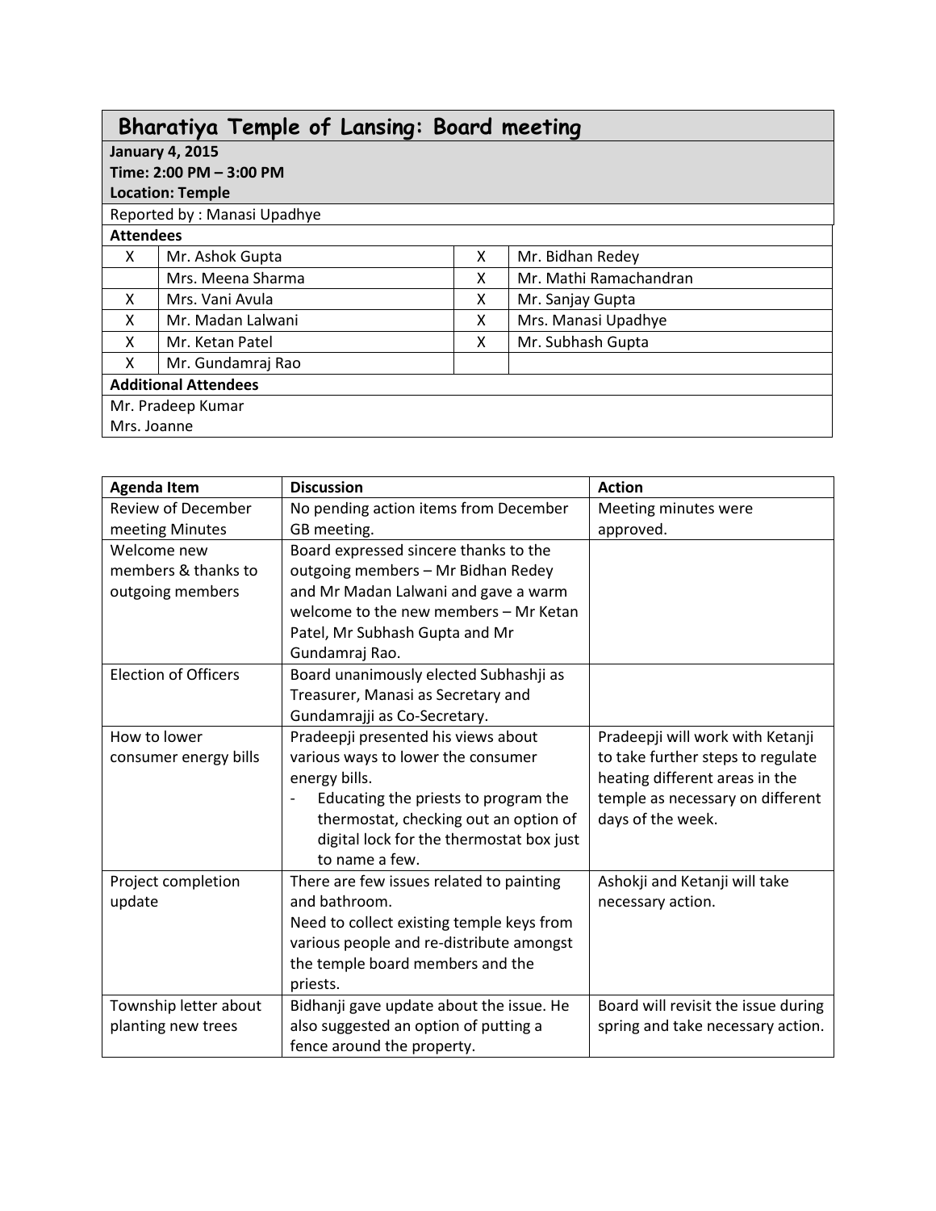## Bharatiya Temple of Lansing: Board meeting

**January 4, 2015**
**Time: 2:00 PM – 3:00 PM**
**Location: Temple**

Reported by : Manasi Upadhye

**Attendees**

| | | | |
|---|---|---|---|
| X | Mr. Ashok Gupta | X | Mr. Bidhan Redey |
| | Mrs. Meena Sharma | X | Mr. Mathi Ramachandran |
| X | Mrs. Vani Avula | X | Mr. Sanjay Gupta |
| X | Mr. Madan Lalwani | X | Mrs. Manasi Upadhye |
| X | Mr. Ketan Patel | X | Mr. Subhash Gupta |
| X | Mr. Gundamraj Rao | | |

**Additional Attendees**

Mr. Pradeep Kumar
Mrs. Joanne

| Agenda Item | Discussion | Action |
|---|---|---|
| Review of December meeting Minutes | No pending action items from December GB meeting. | Meeting minutes were approved. |
| Welcome new members & thanks to outgoing members | Board expressed sincere thanks to the outgoing members – Mr Bidhan Redey and Mr Madan Lalwani and gave a warm welcome to the new members – Mr Ketan Patel, Mr Subhash Gupta and Mr Gundamraj Rao. | |
| Election of Officers | Board unanimously elected Subhashji as Treasurer, Manasi as Secretary and Gundamrajji as Co-Secretary. | |
| How to lower consumer energy bills | Pradeepji presented his views about various ways to lower the consumer energy bills.<br>- Educating the priests to program the thermostat, checking out an option of digital lock for the thermostat box just to name a few. | Pradeepji will work with Ketanji to take further steps to regulate heating different areas in the temple as necessary on different days of the week. |
| Project completion update | There are few issues related to painting and bathroom.<br>Need to collect existing temple keys from various people and re-distribute amongst the temple board members and the priests. | Ashokji and Ketanji will take necessary action. |
| Township letter about planting new trees | Bidhanji gave update about the issue. He also suggested an option of putting a fence around the property. | Board will revisit the issue during spring and take necessary action. |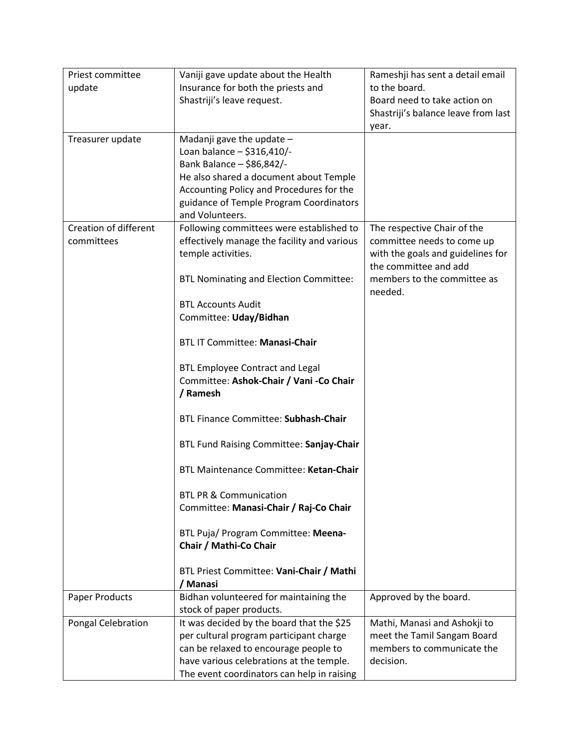| | | |
|---|---|---|
| Priest committee update | Vaniji gave update about the Health Insurance for both the priests and Shastriji's leave request. | Rameshji has sent a detail email to the board.<br>Board need to take action on Shastriji's balance leave from last year. |
| Treasurer update | Madanji gave the update –<br>Loan balance – $316,410/-<br>Bank Balance – $86,842/-<br>He also shared a document about Temple Accounting Policy and Procedures for the guidance of Temple Program Coordinators and Volunteers. | |
| Creation of different committees | Following committees were established to effectively manage the facility and various temple activities.<br><br>BTL Nominating and Election Committee:<br><br>BTL Accounts Audit Committee: **Uday/Bidhan**<br><br>BTL IT Committee: **Manasi-Chair**<br><br>BTL Employee Contract and Legal Committee: **Ashok-Chair / Vani -Co Chair / Ramesh**<br><br>BTL Finance Committee: **Subhash-Chair**<br><br>BTL Fund Raising Committee: **Sanjay-Chair**<br><br>BTL Maintenance Committee: **Ketan-Chair**<br><br>BTL PR & Communication Committee: **Manasi-Chair / Raj-Co Chair**<br><br>BTL Puja/ Program Committee: **Meena-Chair / Mathi-Co Chair**<br><br>BTL Priest Committee: **Vani-Chair / Mathi / Manasi** | The respective Chair of the committee needs to come up with the goals and guidelines for the committee and add members to the committee as needed. |
| Paper Products | Bidhan volunteered for maintaining the stock of paper products. | Approved by the board. |
| Pongal Celebration | It was decided by the board that the $25 per cultural program participant charge can be relaxed to encourage people to have various celebrations at the temple. The event coordinators can help in raising | Mathi, Manasi and Ashokji to meet the Tamil Sangam Board members to communicate the decision. |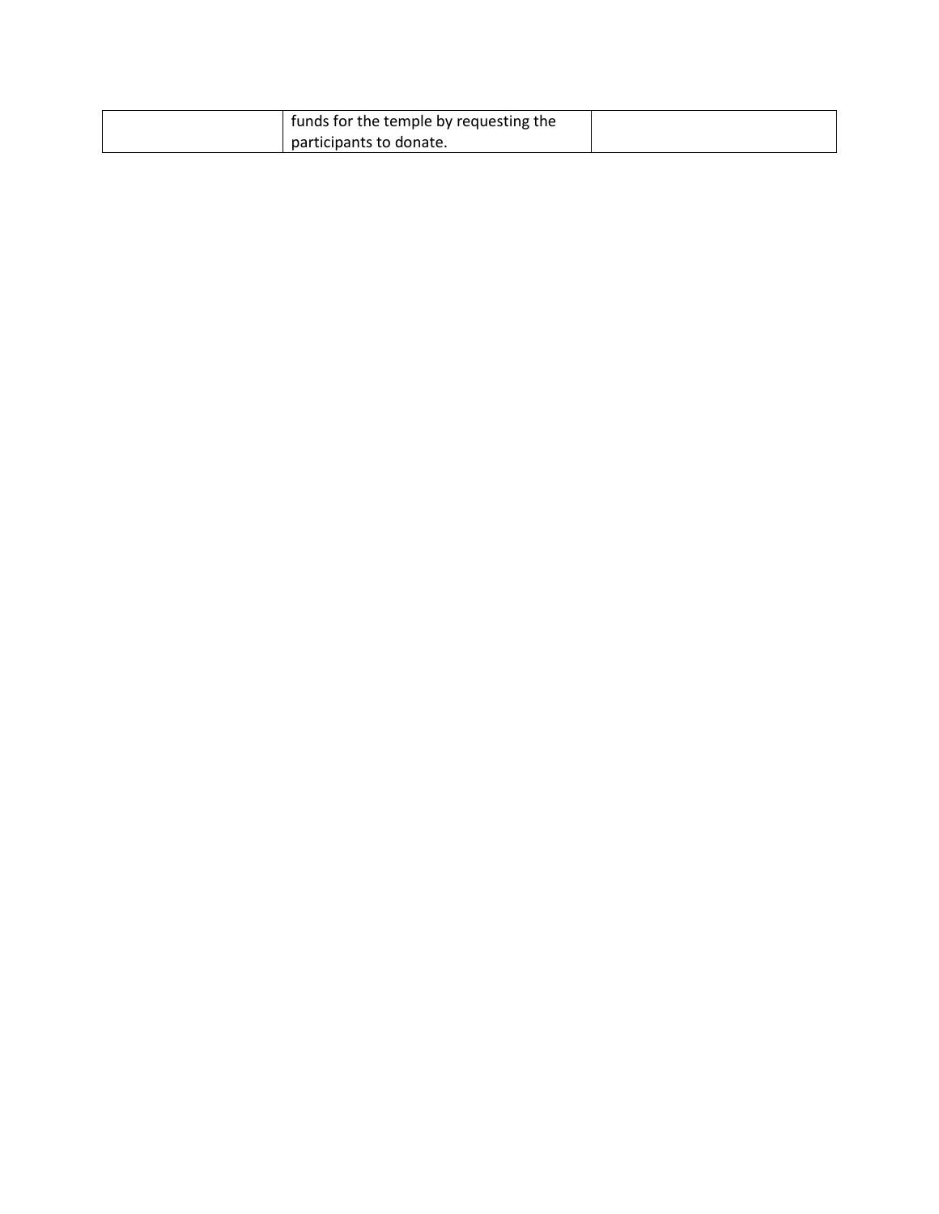| | | |
|---|---|---|
| | funds for the temple by requesting the participants to donate. | |